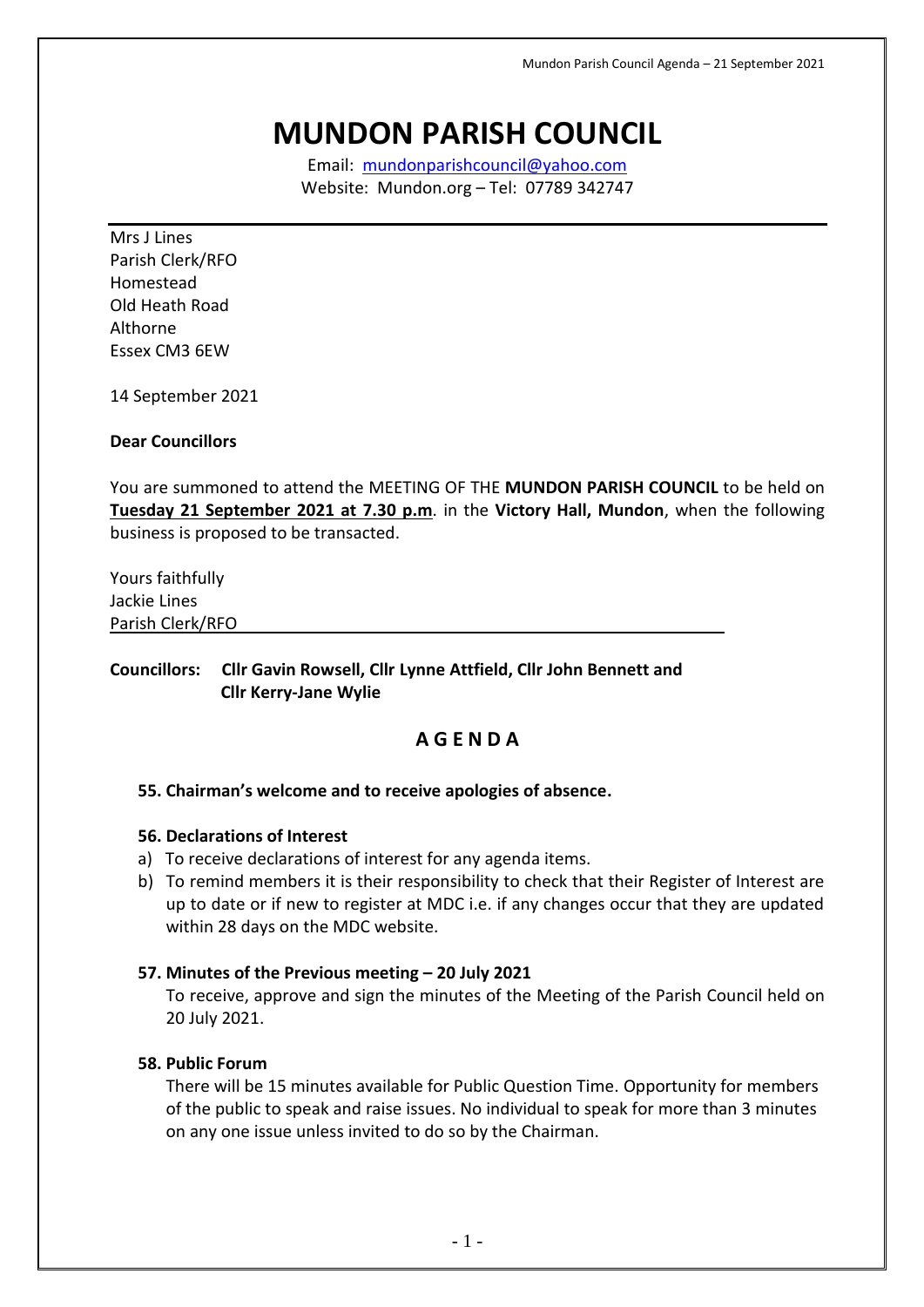# MUNDON PARISH COUNCIL

Email: mundonparishcouncil@yahoo.com
Website: Mundon.org – Tel: 07789 342747

Mrs J Lines
Parish Clerk/RFO
Homestead
Old Heath Road
Althorne
Essex CM3 6EW

14 September 2021

**Dear Councillors**

You are summoned to attend the MEETING OF THE **MUNDON PARISH COUNCIL** to be held on **Tuesday 21 September 2021 at 7.30 p.m**. in the **Victory Hall, Mundon**, when the following business is proposed to be transacted.

Yours faithfully
Jackie Lines
Parish Clerk/RFO

**Councillors: Cllr Gavin Rowsell, Cllr Lynne Attfield, Cllr John Bennett and Cllr Kerry-Jane Wylie**

## A G E N D A

**55. Chairman's welcome and to receive apologies of absence.**

**56. Declarations of Interest**

a) To receive declarations of interest for any agenda items.
b) To remind members it is their responsibility to check that their Register of Interest are up to date or if new to register at MDC i.e. if any changes occur that they are updated within 28 days on the MDC website.

**57. Minutes of the Previous meeting – 20 July 2021**

To receive, approve and sign the minutes of the Meeting of the Parish Council held on 20 July 2021.

**58. Public Forum**

There will be 15 minutes available for Public Question Time. Opportunity for members of the public to speak and raise issues. No individual to speak for more than 3 minutes on any one issue unless invited to do so by the Chairman.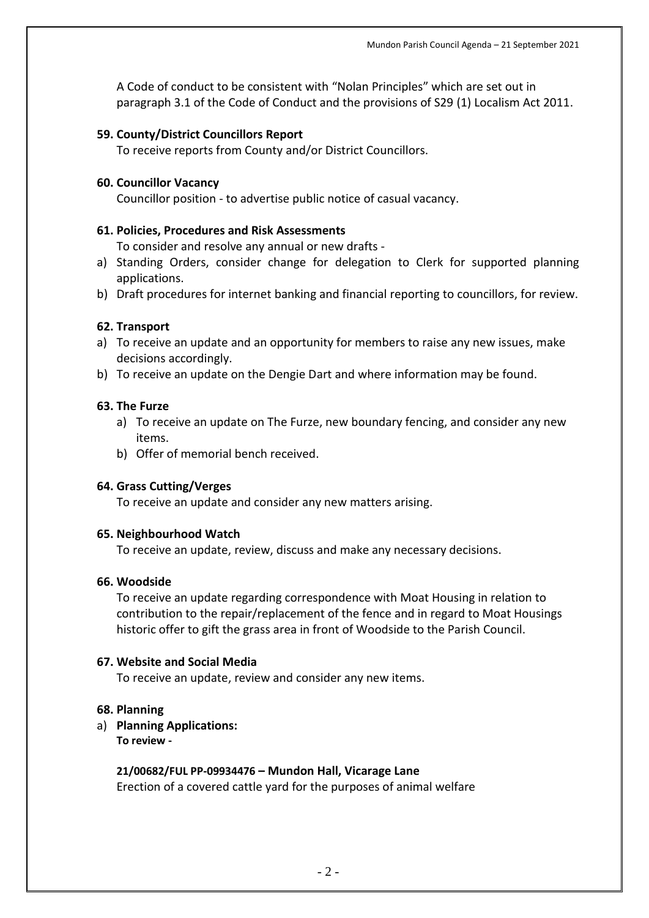A Code of conduct to be consistent with "Nolan Principles" which are set out in paragraph 3.1 of the Code of Conduct and the provisions of S29 (1) Localism Act 2011.

**59. County/District Councillors Report**

To receive reports from County and/or District Councillors.

**60. Councillor Vacancy**

Councillor position - to advertise public notice of casual vacancy.

**61. Policies, Procedures and Risk Assessments**

To consider and resolve any annual or new drafts -

a) Standing Orders, consider change for delegation to Clerk for supported planning applications.
b) Draft procedures for internet banking and financial reporting to councillors, for review.

**62. Transport**

a) To receive an update and an opportunity for members to raise any new issues, make decisions accordingly.
b) To receive an update on the Dengie Dart and where information may be found.

**63. The Furze**

a) To receive an update on The Furze, new boundary fencing, and consider any new items.
b) Offer of memorial bench received.

**64. Grass Cutting/Verges**

To receive an update and consider any new matters arising.

**65. Neighbourhood Watch**

To receive an update, review, discuss and make any necessary decisions.

**66. Woodside**

To receive an update regarding correspondence with Moat Housing in relation to contribution to the repair/replacement of the fence and in regard to Moat Housings historic offer to gift the grass area in front of Woodside to the Parish Council.

**67. Website and Social Media**

To receive an update, review and consider any new items.

**68. Planning**

a) **Planning Applications:**
**To review -**

**21/00682/FUL PP-09934476 – Mundon Hall, Vicarage Lane**
Erection of a covered cattle yard for the purposes of animal welfare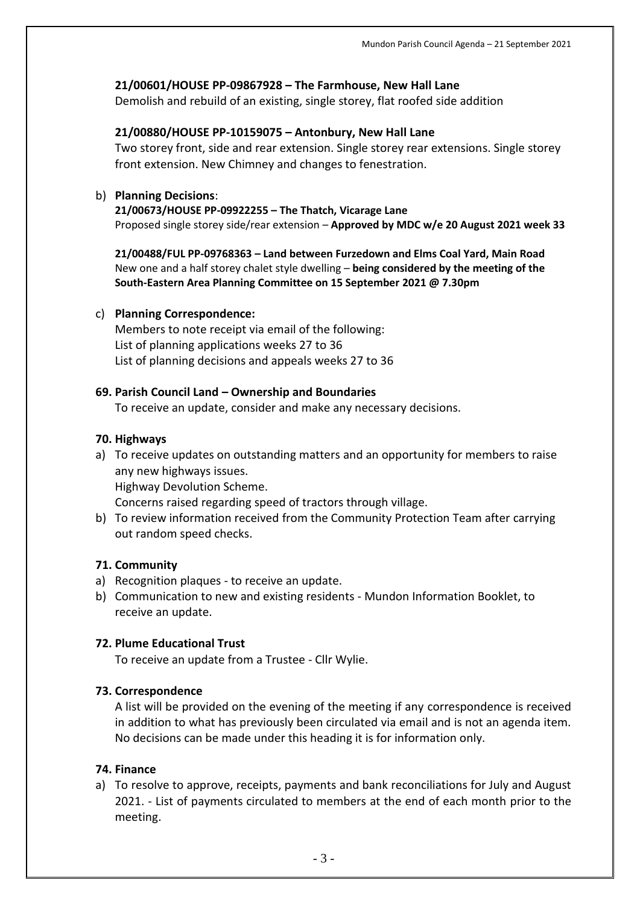**21/00601/HOUSE PP-09867928 – The Farmhouse, New Hall Lane**
Demolish and rebuild of an existing, single storey, flat roofed side addition

**21/00880/HOUSE PP-10159075 – Antonbury, New Hall Lane**
Two storey front, side and rear extension. Single storey rear extensions. Single storey front extension. New Chimney and changes to fenestration.

b) **Planning Decisions**:
**21/00673/HOUSE PP-09922255 – The Thatch, Vicarage Lane**
Proposed single storey side/rear extension – **Approved by MDC w/e 20 August 2021 week 33**

**21/00488/FUL PP-09768363 – Land between Furzedown and Elms Coal Yard, Main Road**
New one and a half storey chalet style dwelling – **being considered by the meeting of the South-Eastern Area Planning Committee on 15 September 2021 @ 7.30pm**

c) **Planning Correspondence:**
Members to note receipt via email of the following:
List of planning applications weeks 27 to 36
List of planning decisions and appeals weeks 27 to 36

**69. Parish Council Land – Ownership and Boundaries**
To receive an update, consider and make any necessary decisions.

**70. Highways**

a) To receive updates on outstanding matters and an opportunity for members to raise any new highways issues.
Highway Devolution Scheme.
Concerns raised regarding speed of tractors through village.
b) To review information received from the Community Protection Team after carrying out random speed checks.

**71. Community**

a) Recognition plaques - to receive an update.
b) Communication to new and existing residents - Mundon Information Booklet, to receive an update.

**72. Plume Educational Trust**
To receive an update from a Trustee - Cllr Wylie.

**73. Correspondence**
A list will be provided on the evening of the meeting if any correspondence is received in addition to what has previously been circulated via email and is not an agenda item. No decisions can be made under this heading it is for information only.

**74. Finance**

a) To resolve to approve, receipts, payments and bank reconciliations for July and August 2021. - List of payments circulated to members at the end of each month prior to the meeting.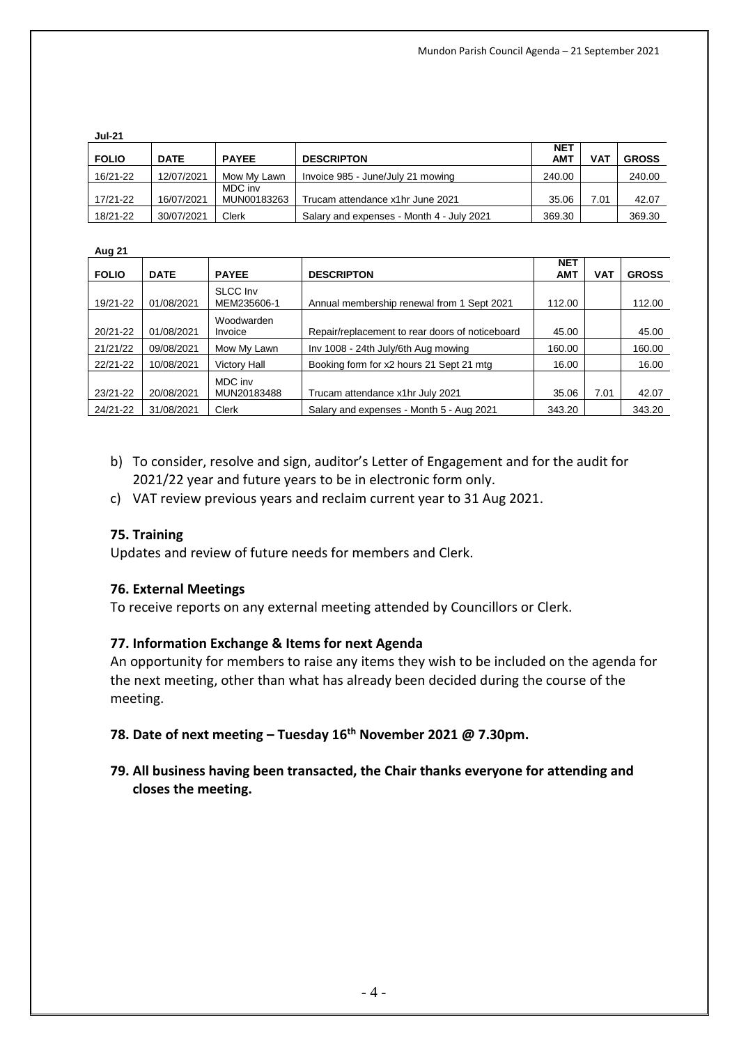**Jul-21**

| FOLIO | DATE | PAYEE | DESCRIPTON | NET AMT | VAT | GROSS |
|---|---|---|---|---|---|---|
| 16/21-22 | 12/07/2021 | Mow My Lawn | Invoice 985 - June/July 21 mowing | 240.00 | | 240.00 |
| 17/21-22 | 16/07/2021 | MDC inv MUN00183263 | Trucam attendance x1hr June 2021 | 35.06 | 7.01 | 42.07 |
| 18/21-22 | 30/07/2021 | Clerk | Salary and expenses - Month 4 - July 2021 | 369.30 | | 369.30 |

**Aug 21**

| FOLIO | DATE | PAYEE | DESCRIPTON | NET AMT | VAT | GROSS |
|---|---|---|---|---|---|---|
| 19/21-22 | 01/08/2021 | SLCC Inv MEM235606-1 | Annual membership renewal from 1 Sept 2021 | 112.00 | | 112.00 |
| 20/21-22 | 01/08/2021 | Woodwarden Invoice | Repair/replacement to rear doors of noticeboard | 45.00 | | 45.00 |
| 21/21/22 | 09/08/2021 | Mow My Lawn | Inv 1008 - 24th July/6th Aug mowing | 160.00 | | 160.00 |
| 22/21-22 | 10/08/2021 | Victory Hall | Booking form for x2 hours 21 Sept 21 mtg | 16.00 | | 16.00 |
| 23/21-22 | 20/08/2021 | MDC inv MUN20183488 | Trucam attendance x1hr July 2021 | 35.06 | 7.01 | 42.07 |
| 24/21-22 | 31/08/2021 | Clerk | Salary and expenses - Month 5 - Aug 2021 | 343.20 | | 343.20 |

b) To consider, resolve and sign, auditor's Letter of Engagement and for the audit for 2021/22 year and future years to be in electronic form only.

c) VAT review previous years and reclaim current year to 31 Aug 2021.

### 75. Training

Updates and review of future needs for members and Clerk.

### 76. External Meetings

To receive reports on any external meeting attended by Councillors or Clerk.

### 77. Information Exchange & Items for next Agenda

An opportunity for members to raise any items they wish to be included on the agenda for the next meeting, other than what has already been decided during the course of the meeting.

### 78. Date of next meeting – Tuesday 16th November 2021 @ 7.30pm.

### 79. All business having been transacted, the Chair thanks everyone for attending and closes the meeting.